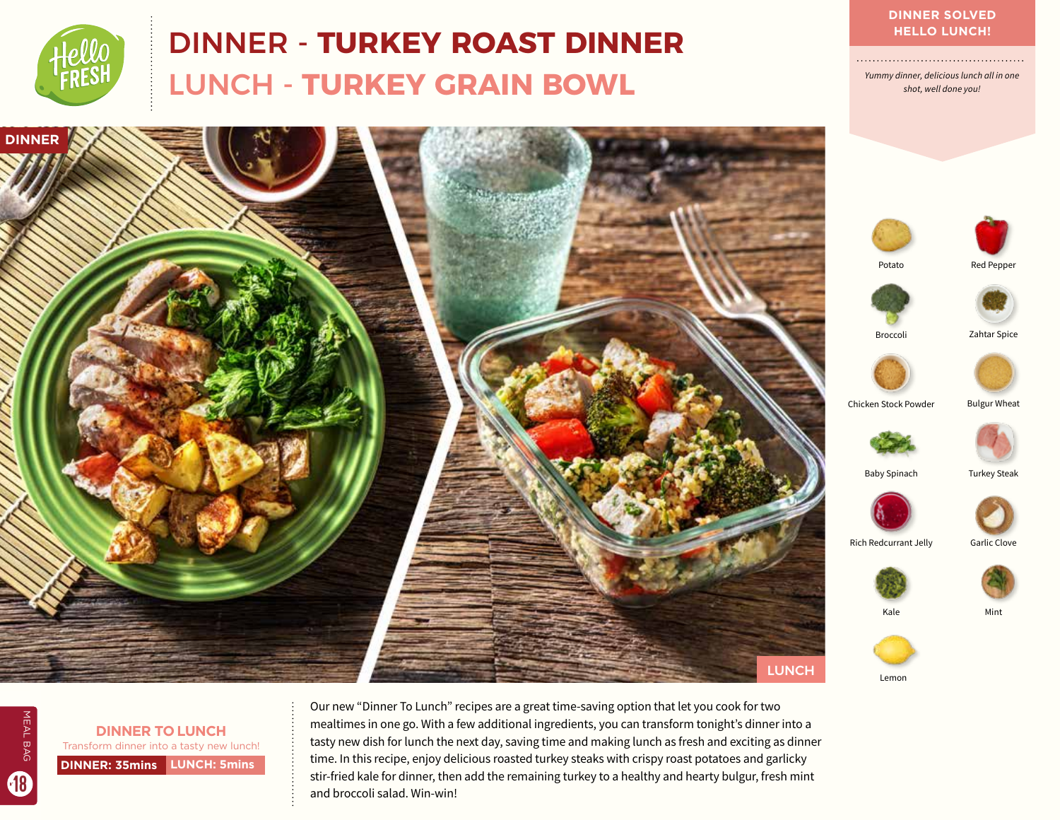# DINNER - TURKEY ROAST DINNER
## LUNCH - TURKEY GRAIN BOWL

**DINNER SOLVED HELLO LUNCH!**

*Yummy dinner, delicious lunch all in one shot, well done you!*

DINNER

LUNCH

- Potato
- Red Pepper
- Broccoli
- Zahtar Spice
- Chicken Stock Powder
- Bulgur Wheat
- Baby Spinach
- Turkey Steak
- Rich Redcurrant Jelly
- Garlic Clove
- Kale
- Mint
- Lemon

### DINNER TO LUNCH

Transform dinner into a tasty new lunch!

**DINNER: 35mins** **LUNCH: 5mins**

Our new "Dinner To Lunch" recipes are a great time-saving option that let you cook for two mealtimes in one go. With a few additional ingredients, you can transform tonight's dinner into a tasty new dish for lunch the next day, saving time and making lunch as fresh and exciting as dinner time. In this recipe, enjoy delicious roasted turkey steaks with crispy roast potatoes and garlicky stir-fried kale for dinner, then add the remaining turkey to a healthy and hearty bulgur, fresh mint and broccoli salad. Win-win!

MEAL BAG 18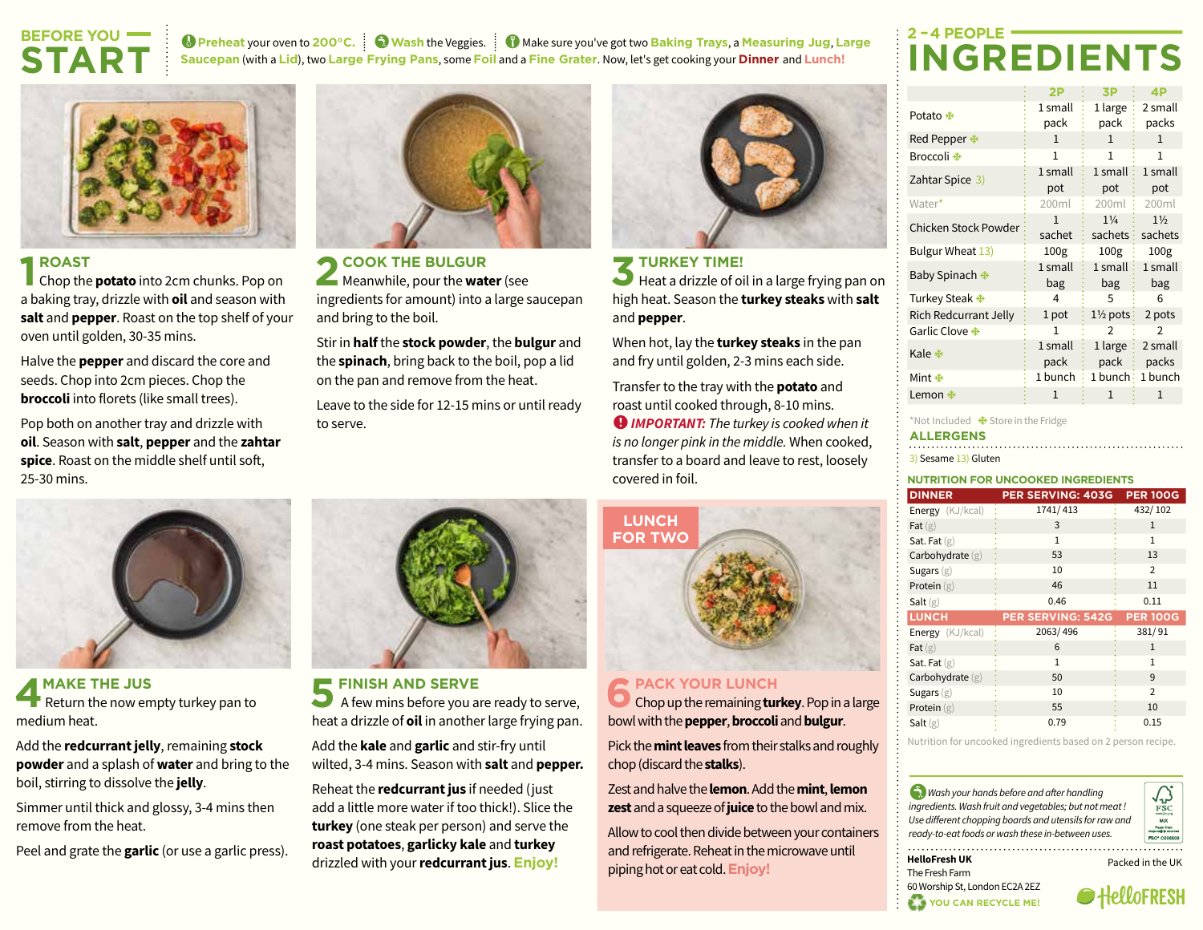## BEFORE YOU START

Preheat your oven to 200°C. | Wash the Veggies. | Make sure you've got two Baking Trays, a Measuring Jug, Large Saucepan (with a Lid), two Large Frying Pans, some Foil and a Fine Grater. Now, let's get cooking your Dinner and Lunch!

### 1 ROAST

Chop the **potato** into 2cm chunks. Pop on a baking tray, drizzle with **oil** and season with **salt** and **pepper**. Roast on the top shelf of your oven until golden, 30-35 mins.

Halve the **pepper** and discard the core and seeds. Chop into 2cm pieces. Chop the **broccoli** into florets (like small trees).

Pop both on another tray and drizzle with **oil**. Season with **salt**, **pepper** and the **zahtar spice**. Roast on the middle shelf until soft, 25-30 mins.

### 2 COOK THE BULGUR

Meanwhile, pour the **water** (see ingredients for amount) into a large saucepan and bring to the boil.

Stir in **half** the **stock powder**, the **bulgur** and the **spinach**, bring back to the boil, pop a lid on the pan and remove from the heat.

Leave to the side for 12-15 mins or until ready to serve.

### 3 TURKEY TIME!

Heat a drizzle of oil in a large frying pan on high heat. Season the **turkey steaks** with **salt** and **pepper**.

When hot, lay the **turkey steaks** in the pan and fry until golden, 2-3 mins each side.

Transfer to the tray with the **potato** and roast until cooked through, 8-10 mins.
***IMPORTANT:** The turkey is cooked when it is no longer pink in the middle.* When cooked, transfer to a board and leave to rest, loosely covered in foil.

### 4 MAKE THE JUS

Return the now empty turkey pan to medium heat.

Add the **redcurrant jelly**, remaining **stock powder** and a splash of **water** and bring to the boil, stirring to dissolve the **jelly**.

Simmer until thick and glossy, 3-4 mins then remove from the heat.

Peel and grate the **garlic** (or use a garlic press).

### 5 FINISH AND SERVE

A few mins before you are ready to serve, heat a drizzle of **oil** in another large frying pan.

Add the **kale** and **garlic** and stir-fry until wilted, 3-4 mins. Season with **salt** and **pepper.**

Reheat the **redcurrant jus** if needed (just add a little more water if too thick!). Slice the **turkey** (one steak per person) and serve the **roast potatoes**, **garlicky kale** and **turkey** drizzled with your **redcurrant jus**. Enjoy!

### LUNCH FOR TWO

### 6 PACK YOUR LUNCH

Chop up the remaining **turkey**. Pop in a large bowl with the **pepper**, **broccoli** and **bulgur**.

Pick the **mint leaves** from their stalks and roughly chop (discard the **stalks**).

Zest and halve the **lemon**. Add the **mint**, **lemon zest** and a squeeze of **juice** to the bowl and mix.

Allow to cool then divide between your containers and refrigerate. Reheat in the microwave until piping hot or eat cold. Enjoy!

## 2-4 PEOPLE INGREDIENTS

| | 2P | 3P | 4P |
|---|---|---|---|
| Potato ❉ | 1 small pack | 1 large pack | 2 small packs |
| Red Pepper ❉ | 1 | 1 | 1 |
| Broccoli ❉ | 1 | 1 | 1 |
| Zahtar Spice 3) | 1 small pot | 1 small pot | 1 small pot |
| Water* | 200ml | 200ml | 200ml |
| Chicken Stock Powder | 1 sachet | 1¼ sachets | 1½ sachets |
| Bulgur Wheat 13) | 100g | 100g | 100g |
| Baby Spinach ❉ | 1 small bag | 1 small bag | 1 small bag |
| Turkey Steak ❉ | 4 | 5 | 6 |
| Rich Redcurrant Jelly | 1 pot | 1½ pots | 2 pots |
| Garlic Clove ❉ | 1 | 2 | 2 |
| Kale ❉ | 1 small pack | 1 large pack | 2 small packs |
| Mint ❉ | 1 bunch | 1 bunch | 1 bunch |
| Lemon ❉ | 1 | 1 | 1 |

*Not Included ❉ Store in the Fridge

### ALLERGENS

3) Sesame 13) Gluten

### NUTRITION FOR UNCOOKED INGREDIENTS

| DINNER | PER SERVING: 403G | PER 100G |
|---|---|---|
| Energy (KJ/kcal) | 1741/ 413 | 432/ 102 |
| Fat (g) | 3 | 1 |
| Sat. Fat (g) | 1 | 1 |
| Carbohydrate (g) | 53 | 13 |
| Sugars (g) | 10 | 2 |
| Protein (g) | 46 | 11 |
| Salt (g) | 0.46 | 0.11 |
| **LUNCH** | **PER SERVING: 542G** | **PER 100G** |
| Energy (KJ/kcal) | 2063/ 496 | 381/ 91 |
| Fat (g) | 6 | 1 |
| Sat. Fat (g) | 1 | 1 |
| Carbohydrate (g) | 50 | 9 |
| Sugars (g) | 10 | 2 |
| Protein (g) | 55 | 10 |
| Salt (g) | 0.79 | 0.15 |

Nutrition for uncooked ingredients based on 2 person recipe.

*Wash your hands before and after handling ingredients. Wash fruit and vegetables; but not meat! Use different chopping boards and utensils for raw and ready-to-eat foods or wash these in-between uses.*

**HelloFresh UK**
The Fresh Farm
60 Worship St, London EC2A 2EZ

Packed in the UK

YOU CAN RECYCLE ME!

HelloFRESH